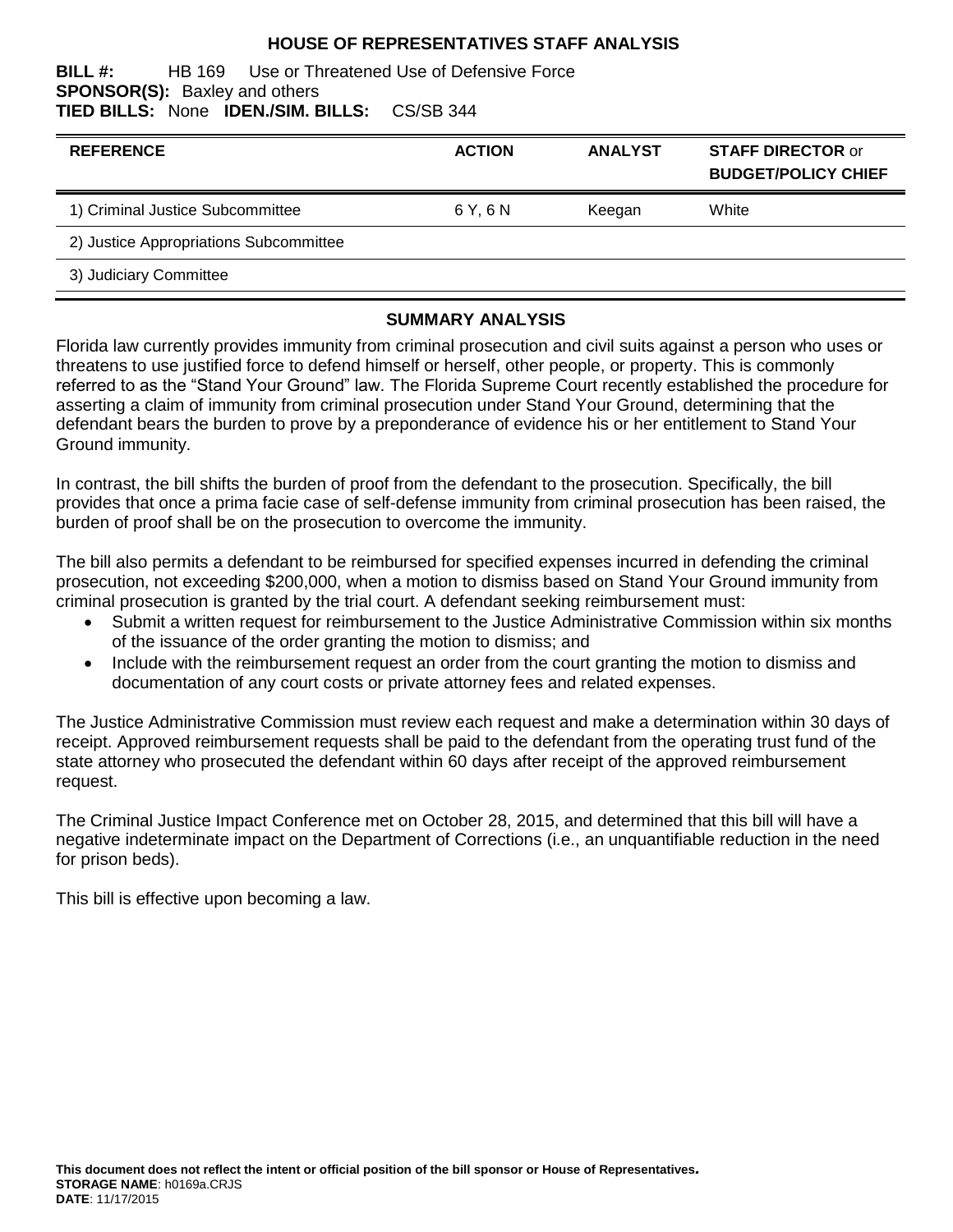# HOUSE OF REPRESENTATIVES STAFF ANALYSIS

**BILL #:** HB 169 Use or Threatened Use of Defensive Force
**SPONSOR(S):** Baxley and others
**TIED BILLS:** None **IDEN./SIM. BILLS:** CS/SB 344

| REFERENCE | ACTION | ANALYST | STAFF DIRECTOR or BUDGET/POLICY CHIEF |
|---|---|---|---|
| 1) Criminal Justice Subcommittee | 6 Y, 6 N | Keegan | White |
| 2) Justice Appropriations Subcommittee | | | |
| 3) Judiciary Committee | | | |

## SUMMARY ANALYSIS

Florida law currently provides immunity from criminal prosecution and civil suits against a person who uses or threatens to use justified force to defend himself or herself, other people, or property. This is commonly referred to as the "Stand Your Ground" law. The Florida Supreme Court recently established the procedure for asserting a claim of immunity from criminal prosecution under Stand Your Ground, determining that the defendant bears the burden to prove by a preponderance of evidence his or her entitlement to Stand Your Ground immunity.

In contrast, the bill shifts the burden of proof from the defendant to the prosecution. Specifically, the bill provides that once a prima facie case of self-defense immunity from criminal prosecution has been raised, the burden of proof shall be on the prosecution to overcome the immunity.

The bill also permits a defendant to be reimbursed for specified expenses incurred in defending the criminal prosecution, not exceeding $200,000, when a motion to dismiss based on Stand Your Ground immunity from criminal prosecution is granted by the trial court. A defendant seeking reimbursement must:

- Submit a written request for reimbursement to the Justice Administrative Commission within six months of the issuance of the order granting the motion to dismiss; and
- Include with the reimbursement request an order from the court granting the motion to dismiss and documentation of any court costs or private attorney fees and related expenses.

The Justice Administrative Commission must review each request and make a determination within 30 days of receipt. Approved reimbursement requests shall be paid to the defendant from the operating trust fund of the state attorney who prosecuted the defendant within 60 days after receipt of the approved reimbursement request.

The Criminal Justice Impact Conference met on October 28, 2015, and determined that this bill will have a negative indeterminate impact on the Department of Corrections (i.e., an unquantifiable reduction in the need for prison beds).

This bill is effective upon becoming a law.

**This document does not reflect the intent or official position of the bill sponsor or House of Representatives.**
**STORAGE NAME**: h0169a.CRJS
**DATE**: 11/17/2015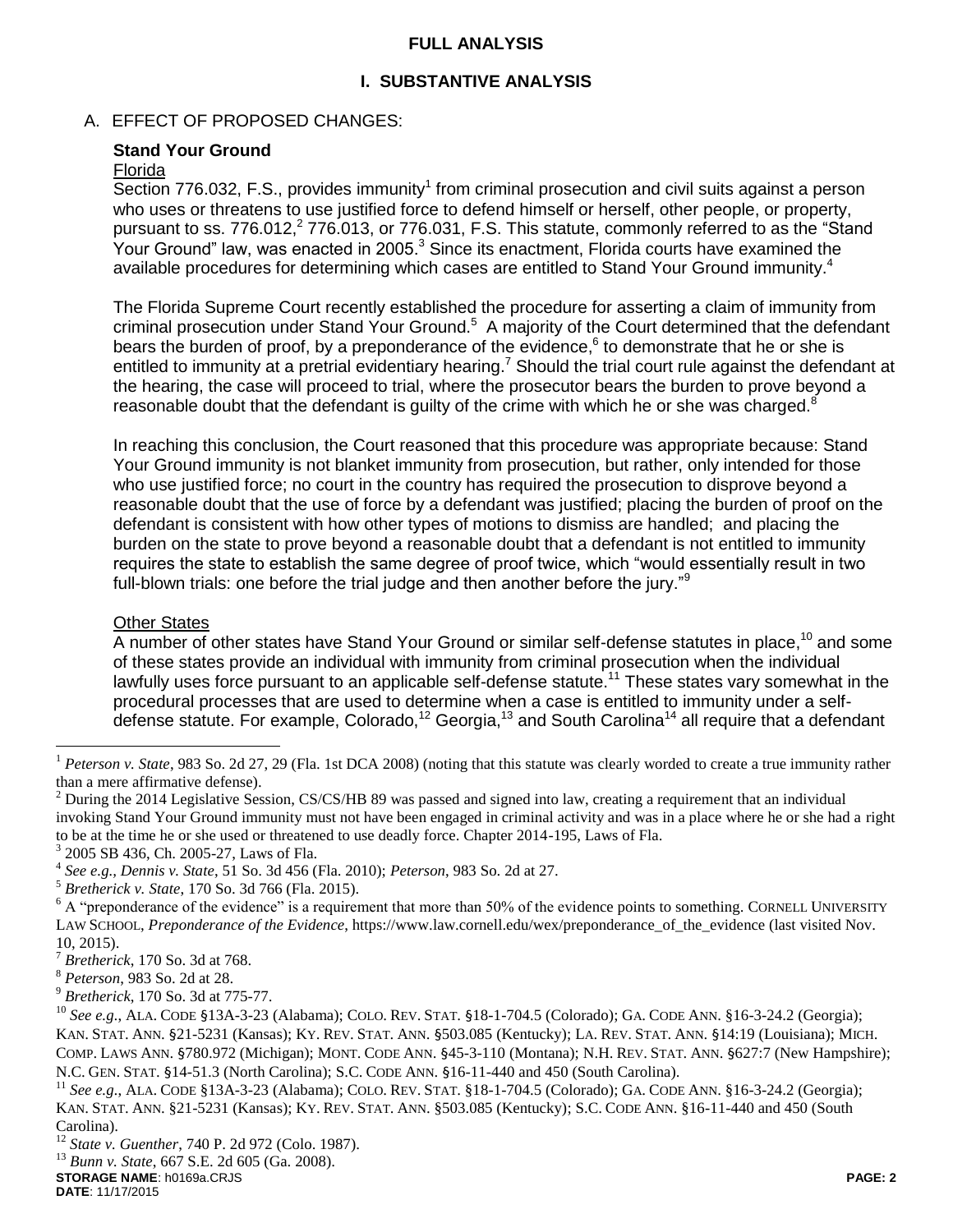## FULL ANALYSIS

### I. SUBSTANTIVE ANALYSIS

A. EFFECT OF PROPOSED CHANGES:

**Stand Your Ground**

Florida

Section 776.032, F.S., provides immunity[1] from criminal prosecution and civil suits against a person who uses or threatens to use justified force to defend himself or herself, other people, or property, pursuant to ss. 776.012,[2] 776.013, or 776.031, F.S. This statute, commonly referred to as the "Stand Your Ground" law, was enacted in 2005.[3] Since its enactment, Florida courts have examined the available procedures for determining which cases are entitled to Stand Your Ground immunity.[4]

The Florida Supreme Court recently established the procedure for asserting a claim of immunity from criminal prosecution under Stand Your Ground.[5] A majority of the Court determined that the defendant bears the burden of proof, by a preponderance of the evidence,[6] to demonstrate that he or she is entitled to immunity at a pretrial evidentiary hearing.[7] Should the trial court rule against the defendant at the hearing, the case will proceed to trial, where the prosecutor bears the burden to prove beyond a reasonable doubt that the defendant is guilty of the crime with which he or she was charged.[8]

In reaching this conclusion, the Court reasoned that this procedure was appropriate because: Stand Your Ground immunity is not blanket immunity from prosecution, but rather, only intended for those who use justified force; no court in the country has required the prosecution to disprove beyond a reasonable doubt that the use of force by a defendant was justified; placing the burden of proof on the defendant is consistent with how other types of motions to dismiss are handled; and placing the burden on the state to prove beyond a reasonable doubt that a defendant is not entitled to immunity requires the state to establish the same degree of proof twice, which "would essentially result in two full-blown trials: one before the trial judge and then another before the jury."[9]

Other States

A number of other states have Stand Your Ground or similar self-defense statutes in place,[10] and some of these states provide an individual with immunity from criminal prosecution when the individual lawfully uses force pursuant to an applicable self-defense statute.[11] These states vary somewhat in the procedural processes that are used to determine when a case is entitled to immunity under a self-defense statute. For example, Colorado,[12] Georgia,[13] and South Carolina[14] all require that a defendant

---

[1] *Peterson v. State*, 983 So. 2d 27, 29 (Fla. 1st DCA 2008) (noting that this statute was clearly worded to create a true immunity rather than a mere affirmative defense).

[2] During the 2014 Legislative Session, CS/CS/HB 89 was passed and signed into law, creating a requirement that an individual invoking Stand Your Ground immunity must not have been engaged in criminal activity and was in a place where he or she had a right to be at the time he or she used or threatened to use deadly force. Chapter 2014-195, Laws of Fla.

[3] 2005 SB 436, Ch. 2005-27, Laws of Fla.

[4] *See e.g., Dennis v. State*, 51 So. 3d 456 (Fla. 2010); *Peterson*, 983 So. 2d at 27.

[5] *Bretherick v. State*, 170 So. 3d 766 (Fla. 2015).

[6] A "preponderance of the evidence" is a requirement that more than 50% of the evidence points to something. CORNELL UNIVERSITY LAW SCHOOL, *Preponderance of the Evidence*, https://www.law.cornell.edu/wex/preponderance_of_the_evidence (last visited Nov. 10, 2015).

[7] *Bretherick*, 170 So. 3d at 768.

[8] *Peterson*, 983 So. 2d at 28.

[9] *Bretherick*, 170 So. 3d at 775-77.

[10] *See e.g.*, ALA. CODE §13A-3-23 (Alabama); COLO. REV. STAT. §18-1-704.5 (Colorado); GA. CODE ANN. §16-3-24.2 (Georgia); KAN. STAT. ANN. §21-5231 (Kansas); KY. REV. STAT. ANN. §503.085 (Kentucky); LA. REV. STAT. ANN. §14:19 (Louisiana); MICH. COMP. LAWS ANN. §780.972 (Michigan); MONT. CODE ANN. §45-3-110 (Montana); N.H. REV. STAT. ANN. §627:7 (New Hampshire); N.C. GEN. STAT. §14-51.3 (North Carolina); S.C. CODE ANN. §16-11-440 and 450 (South Carolina).

[11] *See e.g.*, ALA. CODE §13A-3-23 (Alabama); COLO. REV. STAT. §18-1-704.5 (Colorado); GA. CODE ANN. §16-3-24.2 (Georgia); KAN. STAT. ANN. §21-5231 (Kansas); KY. REV. STAT. ANN. §503.085 (Kentucky); S.C. CODE ANN. §16-11-440 and 450 (South Carolina).

[12] *State v. Guenther*, 740 P. 2d 972 (Colo. 1987).

[13] *Bunn v. State*, 667 S.E. 2d 605 (Ga. 2008).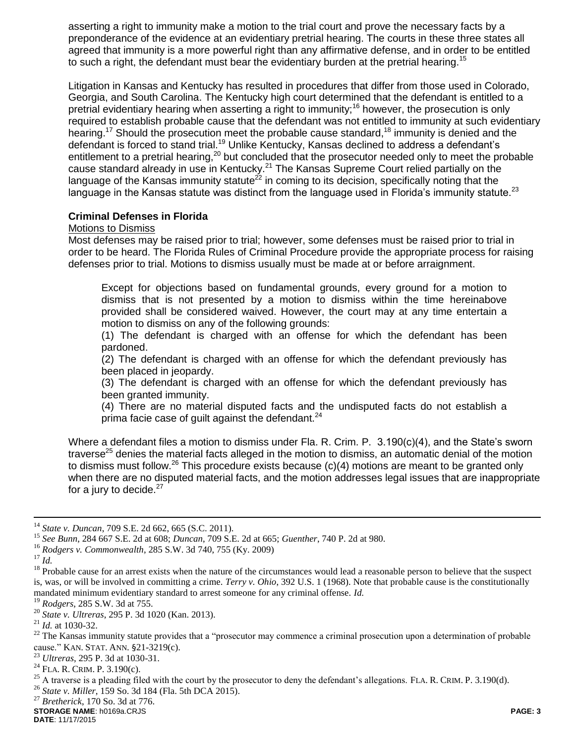asserting a right to immunity make a motion to the trial court and prove the necessary facts by a preponderance of the evidence at an evidentiary pretrial hearing. The courts in these three states all agreed that immunity is a more powerful right than any affirmative defense, and in order to be entitled to such a right, the defendant must bear the evidentiary burden at the pretrial hearing.[15]

Litigation in Kansas and Kentucky has resulted in procedures that differ from those used in Colorado, Georgia, and South Carolina. The Kentucky high court determined that the defendant is entitled to a pretrial evidentiary hearing when asserting a right to immunity;[16] however, the prosecution is only required to establish probable cause that the defendant was not entitled to immunity at such evidentiary hearing.[17] Should the prosecution meet the probable cause standard,[18] immunity is denied and the defendant is forced to stand trial.[19] Unlike Kentucky, Kansas declined to address a defendant's entitlement to a pretrial hearing,[20] but concluded that the prosecutor needed only to meet the probable cause standard already in use in Kentucky.[21] The Kansas Supreme Court relied partially on the language of the Kansas immunity statute[22] in coming to its decision, specifically noting that the language in the Kansas statute was distinct from the language used in Florida's immunity statute.[23]

### Criminal Defenses in Florida

Motions to Dismiss

Most defenses may be raised prior to trial; however, some defenses must be raised prior to trial in order to be heard. The Florida Rules of Criminal Procedure provide the appropriate process for raising defenses prior to trial. Motions to dismiss usually must be made at or before arraignment.

> Except for objections based on fundamental grounds, every ground for a motion to dismiss that is not presented by a motion to dismiss within the time hereinabove provided shall be considered waived. However, the court may at any time entertain a motion to dismiss on any of the following grounds:
>
> (1) The defendant is charged with an offense for which the defendant has been pardoned.
>
> (2) The defendant is charged with an offense for which the defendant previously has been placed in jeopardy.
>
> (3) The defendant is charged with an offense for which the defendant previously has been granted immunity.
>
> (4) There are no material disputed facts and the undisputed facts do not establish a prima facie case of guilt against the defendant.[24]

Where a defendant files a motion to dismiss under Fla. R. Crim. P. 3.190(c)(4), and the State's sworn traverse[25] denies the material facts alleged in the motion to dismiss, an automatic denial of the motion to dismiss must follow.[26] This procedure exists because (c)(4) motions are meant to be granted only when there are no disputed material facts, and the motion addresses legal issues that are inappropriate for a jury to decide.[27]

---

[14] *State v. Duncan*, 709 S.E. 2d 662, 665 (S.C. 2011).

[15] *See Bunn*, 284 667 S.E. 2d at 608; *Duncan*, 709 S.E. 2d at 665; *Guenther*, 740 P. 2d at 980.

[16] *Rodgers v. Commonwealth*, 285 S.W. 3d 740, 755 (Ky. 2009)

[17] *Id.*

[18] Probable cause for an arrest exists when the nature of the circumstances would lead a reasonable person to believe that the suspect is, was, or will be involved in committing a crime. *Terry v. Ohio*, 392 U.S. 1 (1968). Note that probable cause is the constitutionally mandated minimum evidentiary standard to arrest someone for any criminal offense. *Id.*

[19] *Rodgers*, 285 S.W. 3d at 755.

[20] *State v. Ultreras*, 295 P. 3d 1020 (Kan. 2013).

[21] *Id.* at 1030-32.

[22] The Kansas immunity statute provides that a "prosecutor may commence a criminal prosecution upon a determination of probable cause." KAN. STAT. ANN. §21-3219(c).

[23] *Ultreras*, 295 P. 3d at 1030-31.

[24] FLA. R. CRIM. P. 3.190(c).

[25] A traverse is a pleading filed with the court by the prosecutor to deny the defendant's allegations. FLA. R. CRIM. P. 3.190(d).

[26] *State v. Miller*, 159 So. 3d 184 (Fla. 5th DCA 2015).

[27] *Bretherick*, 170 So. 3d at 776.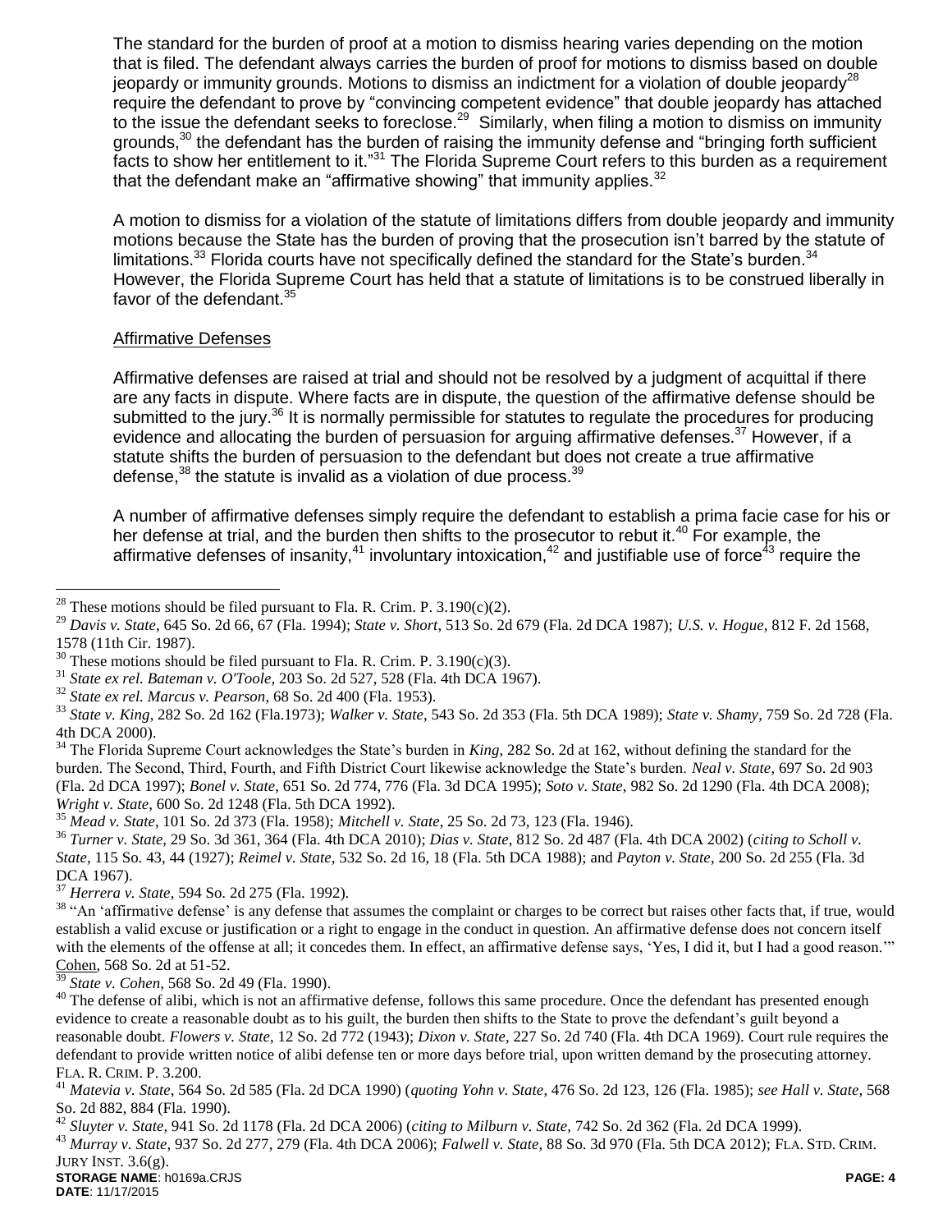The standard for the burden of proof at a motion to dismiss hearing varies depending on the motion that is filed. The defendant always carries the burden of proof for motions to dismiss based on double jeopardy or immunity grounds. Motions to dismiss an indictment for a violation of double jeopardy[28] require the defendant to prove by "convincing competent evidence" that double jeopardy has attached to the issue the defendant seeks to foreclose.[29] Similarly, when filing a motion to dismiss on immunity grounds,[30] the defendant has the burden of raising the immunity defense and "bringing forth sufficient facts to show her entitlement to it."[31] The Florida Supreme Court refers to this burden as a requirement that the defendant make an "affirmative showing" that immunity applies.[32]

A motion to dismiss for a violation of the statute of limitations differs from double jeopardy and immunity motions because the State has the burden of proving that the prosecution isn't barred by the statute of limitations.[33] Florida courts have not specifically defined the standard for the State's burden.[34] However, the Florida Supreme Court has held that a statute of limitations is to be construed liberally in favor of the defendant.[35]

<u>Affirmative Defenses</u>

Affirmative defenses are raised at trial and should not be resolved by a judgment of acquittal if there are any facts in dispute. Where facts are in dispute, the question of the affirmative defense should be submitted to the jury.[36] It is normally permissible for statutes to regulate the procedures for producing evidence and allocating the burden of persuasion for arguing affirmative defenses.[37] However, if a statute shifts the burden of persuasion to the defendant but does not create a true affirmative defense,[38] the statute is invalid as a violation of due process.[39]

A number of affirmative defenses simply require the defendant to establish a prima facie case for his or her defense at trial, and the burden then shifts to the prosecutor to rebut it.[40] For example, the affirmative defenses of insanity,[41] involuntary intoxication,[42] and justifiable use of force[43] require the

---

[28] These motions should be filed pursuant to Fla. R. Crim. P. 3.190(c)(2).

[29] *Davis v. State*, 645 So. 2d 66, 67 (Fla. 1994); *State v. Short*, 513 So. 2d 679 (Fla. 2d DCA 1987); *U.S. v. Hogue*, 812 F. 2d 1568, 1578 (11th Cir. 1987).

[30] These motions should be filed pursuant to Fla. R. Crim. P. 3.190(c)(3).

[31] *State ex rel. Bateman v. O'Toole*, 203 So. 2d 527, 528 (Fla. 4th DCA 1967).

[32] *State ex rel. Marcus v. Pearson*, 68 So. 2d 400 (Fla. 1953).

[33] *State v. King*, 282 So. 2d 162 (Fla.1973); *Walker v. State*, 543 So. 2d 353 (Fla. 5th DCA 1989); *State v. Shamy*, 759 So. 2d 728 (Fla. 4th DCA 2000).

[34] The Florida Supreme Court acknowledges the State's burden in *King*, 282 So. 2d at 162, without defining the standard for the burden. The Second, Third, Fourth, and Fifth District Court likewise acknowledge the State's burden. *Neal v. State*, 697 So. 2d 903 (Fla. 2d DCA 1997); *Bonel v. State*, 651 So. 2d 774, 776 (Fla. 3d DCA 1995); *Soto v. State*, 982 So. 2d 1290 (Fla. 4th DCA 2008); *Wright v. State*, 600 So. 2d 1248 (Fla. 5th DCA 1992).

[35] *Mead v. State*, 101 So. 2d 373 (Fla. 1958); *Mitchell v. State*, 25 So. 2d 73, 123 (Fla. 1946).

[36] *Turner v. State*, 29 So. 3d 361, 364 (Fla. 4th DCA 2010); *Dias v. State*, 812 So. 2d 487 (Fla. 4th DCA 2002) (*citing to Scholl v. State*, 115 So. 43, 44 (1927); *Reimel v. State*, 532 So. 2d 16, 18 (Fla. 5th DCA 1988); and *Payton v. State*, 200 So. 2d 255 (Fla. 3d DCA 1967).

[37] *Herrera v. State*, 594 So. 2d 275 (Fla. 1992).

[38] "An 'affirmative defense' is any defense that assumes the complaint or charges to be correct but raises other facts that, if true, would establish a valid excuse or justification or a right to engage in the conduct in question. An affirmative defense does not concern itself with the elements of the offense at all; it concedes them. In effect, an affirmative defense says, 'Yes, I did it, but I had a good reason.'" <u>Cohen</u>, 568 So. 2d at 51-52.

[39] *State v. Cohen*, 568 So. 2d 49 (Fla. 1990).

[40] The defense of alibi, which is not an affirmative defense, follows this same procedure. Once the defendant has presented enough evidence to create a reasonable doubt as to his guilt, the burden then shifts to the State to prove the defendant's guilt beyond a reasonable doubt. *Flowers v. State*, 12 So. 2d 772 (1943); *Dixon v. State*, 227 So. 2d 740 (Fla. 4th DCA 1969). Court rule requires the defendant to provide written notice of alibi defense ten or more days before trial, upon written demand by the prosecuting attorney. FLA. R. CRIM. P. 3.200.

[41] *Matevia v. State*, 564 So. 2d 585 (Fla. 2d DCA 1990) (*quoting Yohn v. State*, 476 So. 2d 123, 126 (Fla. 1985); *see Hall v. State*, 568 So. 2d 882, 884 (Fla. 1990).

[42] *Sluyter v. State*, 941 So. 2d 1178 (Fla. 2d DCA 2006) (*citing to Milburn v. State*, 742 So. 2d 362 (Fla. 2d DCA 1999).

[43] *Murray v. State*, 937 So. 2d 277, 279 (Fla. 4th DCA 2006); *Falwell v. State*, 88 So. 3d 970 (Fla. 5th DCA 2012); FLA. STD. CRIM. JURY INST. 3.6(g).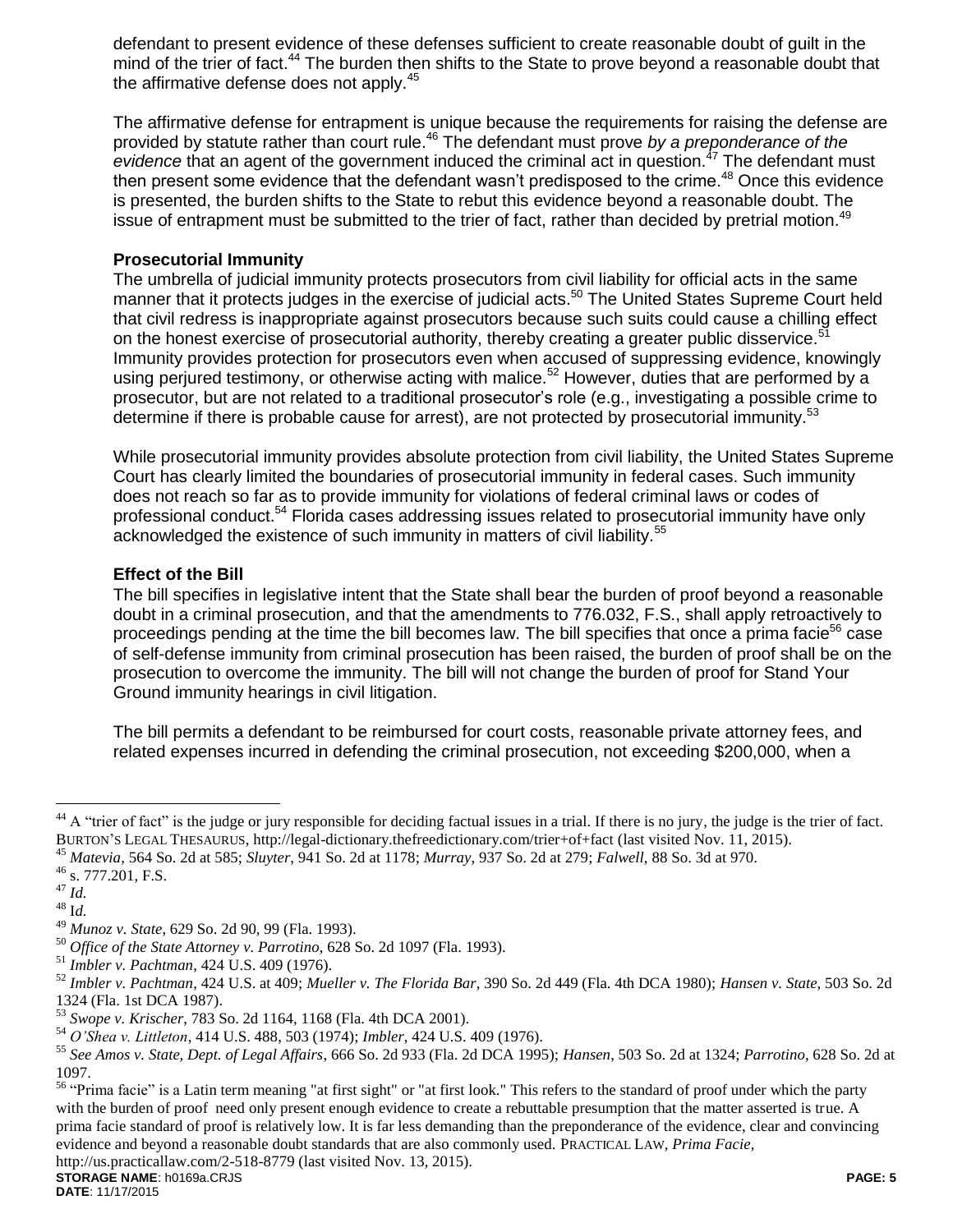defendant to present evidence of these defenses sufficient to create reasonable doubt of guilt in the mind of the trier of fact.[44] The burden then shifts to the State to prove beyond a reasonable doubt that the affirmative defense does not apply.[45]

The affirmative defense for entrapment is unique because the requirements for raising the defense are provided by statute rather than court rule.[46] The defendant must prove *by a preponderance of the evidence* that an agent of the government induced the criminal act in question.[47] The defendant must then present some evidence that the defendant wasn't predisposed to the crime.[48] Once this evidence is presented, the burden shifts to the State to rebut this evidence beyond a reasonable doubt. The issue of entrapment must be submitted to the trier of fact, rather than decided by pretrial motion.[49]

**Prosecutorial Immunity**

The umbrella of judicial immunity protects prosecutors from civil liability for official acts in the same manner that it protects judges in the exercise of judicial acts.[50] The United States Supreme Court held that civil redress is inappropriate against prosecutors because such suits could cause a chilling effect on the honest exercise of prosecutorial authority, thereby creating a greater public disservice.[51] Immunity provides protection for prosecutors even when accused of suppressing evidence, knowingly using perjured testimony, or otherwise acting with malice.[52] However, duties that are performed by a prosecutor, but are not related to a traditional prosecutor's role (e.g., investigating a possible crime to determine if there is probable cause for arrest), are not protected by prosecutorial immunity.[53]

While prosecutorial immunity provides absolute protection from civil liability, the United States Supreme Court has clearly limited the boundaries of prosecutorial immunity in federal cases. Such immunity does not reach so far as to provide immunity for violations of federal criminal laws or codes of professional conduct.[54] Florida cases addressing issues related to prosecutorial immunity have only acknowledged the existence of such immunity in matters of civil liability.[55]

**Effect of the Bill**

The bill specifies in legislative intent that the State shall bear the burden of proof beyond a reasonable doubt in a criminal prosecution, and that the amendments to 776.032, F.S., shall apply retroactively to proceedings pending at the time the bill becomes law. The bill specifies that once a prima facie[56] case of self-defense immunity from criminal prosecution has been raised, the burden of proof shall be on the prosecution to overcome the immunity. The bill will not change the burden of proof for Stand Your Ground immunity hearings in civil litigation.

The bill permits a defendant to be reimbursed for court costs, reasonable private attorney fees, and related expenses incurred in defending the criminal prosecution, not exceeding $200,000, when a

---

[44] A "trier of fact" is the judge or jury responsible for deciding factual issues in a trial. If there is no jury, the judge is the trier of fact. BURTON'S LEGAL THESAURUS, http://legal-dictionary.thefreedictionary.com/trier+of+fact (last visited Nov. 11, 2015).

[45] *Matevia*, 564 So. 2d at 585; *Sluyter*, 941 So. 2d at 1178; *Murray*, 937 So. 2d at 279; *Falwell*, 88 So. 3d at 970.

[46] s. 777.201, F.S.

[47] *Id.*

[48] I*d.*

[49] *Munoz v. State*, 629 So. 2d 90, 99 (Fla. 1993).

[50] *Office of the State Attorney v. Parrotino*, 628 So. 2d 1097 (Fla. 1993).

[51] *Imbler v. Pachtman*, 424 U.S. 409 (1976).

[52] *Imbler v. Pachtman*, 424 U.S. at 409; *Mueller v. The Florida Bar*, 390 So. 2d 449 (Fla. 4th DCA 1980); *Hansen v. State*, 503 So. 2d 1324 (Fla. 1st DCA 1987).

[53] *Swope v. Krischer*, 783 So. 2d 1164, 1168 (Fla. 4th DCA 2001).

[54] *O'Shea v. Littleton*, 414 U.S. 488, 503 (1974); *Imbler*, 424 U.S. 409 (1976).

[55] *See Amos v. State, Dept. of Legal Affairs*, 666 So. 2d 933 (Fla. 2d DCA 1995); *Hansen*, 503 So. 2d at 1324; *Parrotino*, 628 So. 2d at 1097.

[56] "Prima facie" is a Latin term meaning "at first sight" or "at first look." This refers to the standard of proof under which the party with the burden of proof need only present enough evidence to create a rebuttable presumption that the matter asserted is true. A prima facie standard of proof is relatively low. It is far less demanding than the preponderance of the evidence, clear and convincing evidence and beyond a reasonable doubt standards that are also commonly used. PRACTICAL LAW, *Prima Facie*, http://us.practicallaw.com/2-518-8779 (last visited Nov. 13, 2015).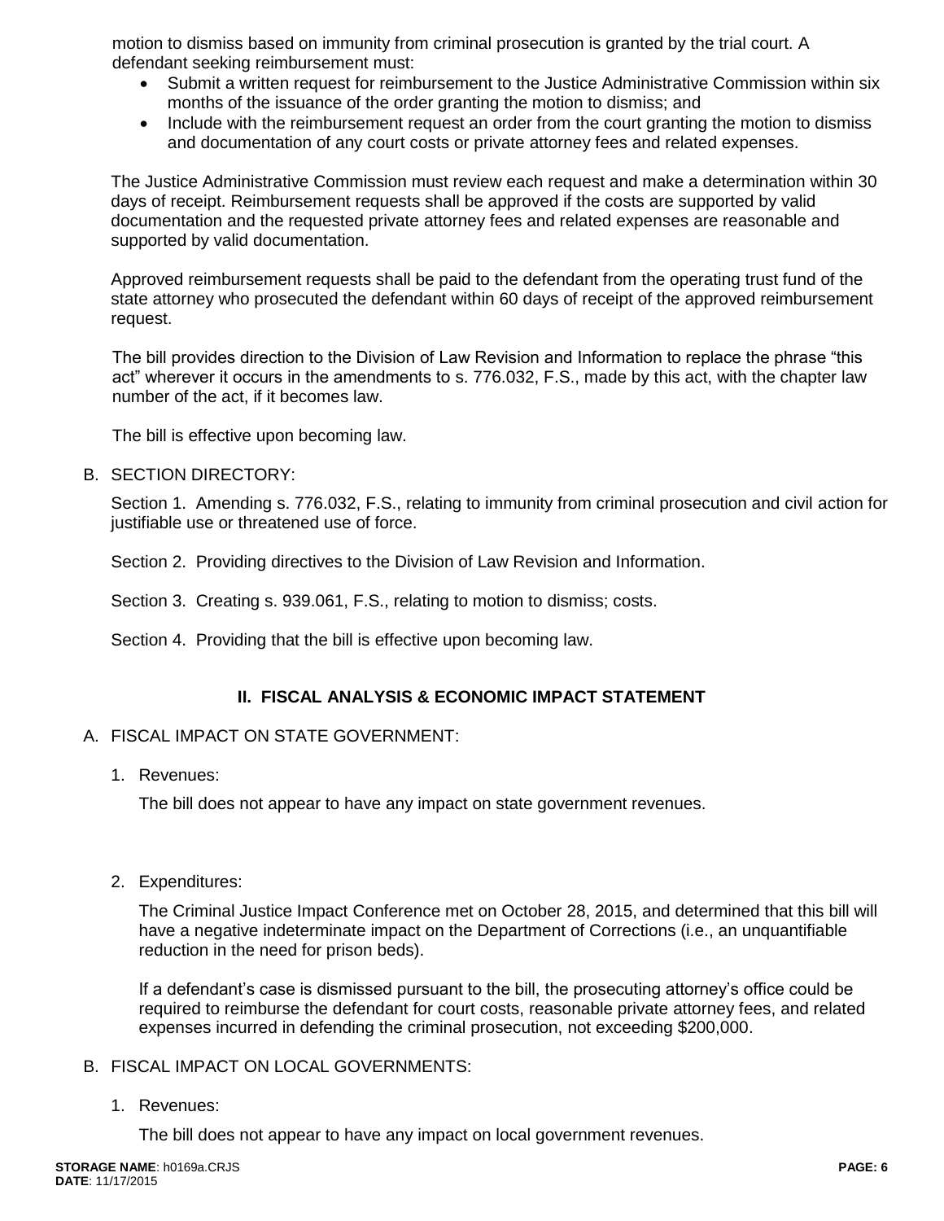motion to dismiss based on immunity from criminal prosecution is granted by the trial court. A defendant seeking reimbursement must:

- Submit a written request for reimbursement to the Justice Administrative Commission within six months of the issuance of the order granting the motion to dismiss; and
- Include with the reimbursement request an order from the court granting the motion to dismiss and documentation of any court costs or private attorney fees and related expenses.

The Justice Administrative Commission must review each request and make a determination within 30 days of receipt. Reimbursement requests shall be approved if the costs are supported by valid documentation and the requested private attorney fees and related expenses are reasonable and supported by valid documentation.

Approved reimbursement requests shall be paid to the defendant from the operating trust fund of the state attorney who prosecuted the defendant within 60 days of receipt of the approved reimbursement request.

The bill provides direction to the Division of Law Revision and Information to replace the phrase "this act" wherever it occurs in the amendments to s. 776.032, F.S., made by this act, with the chapter law number of the act, if it becomes law.

The bill is effective upon becoming law.

B. SECTION DIRECTORY:

Section 1. Amending s. 776.032, F.S., relating to immunity from criminal prosecution and civil action for justifiable use or threatened use of force.

Section 2. Providing directives to the Division of Law Revision and Information.

Section 3. Creating s. 939.061, F.S., relating to motion to dismiss; costs.

Section 4. Providing that the bill is effective upon becoming law.

## II. FISCAL ANALYSIS & ECONOMIC IMPACT STATEMENT

A. FISCAL IMPACT ON STATE GOVERNMENT:

1. Revenues:

   The bill does not appear to have any impact on state government revenues.

2. Expenditures:

   The Criminal Justice Impact Conference met on October 28, 2015, and determined that this bill will have a negative indeterminate impact on the Department of Corrections (i.e., an unquantifiable reduction in the need for prison beds).

   If a defendant's case is dismissed pursuant to the bill, the prosecuting attorney's office could be required to reimburse the defendant for court costs, reasonable private attorney fees, and related expenses incurred in defending the criminal prosecution, not exceeding $200,000.

B. FISCAL IMPACT ON LOCAL GOVERNMENTS:

1. Revenues:

   The bill does not appear to have any impact on local government revenues.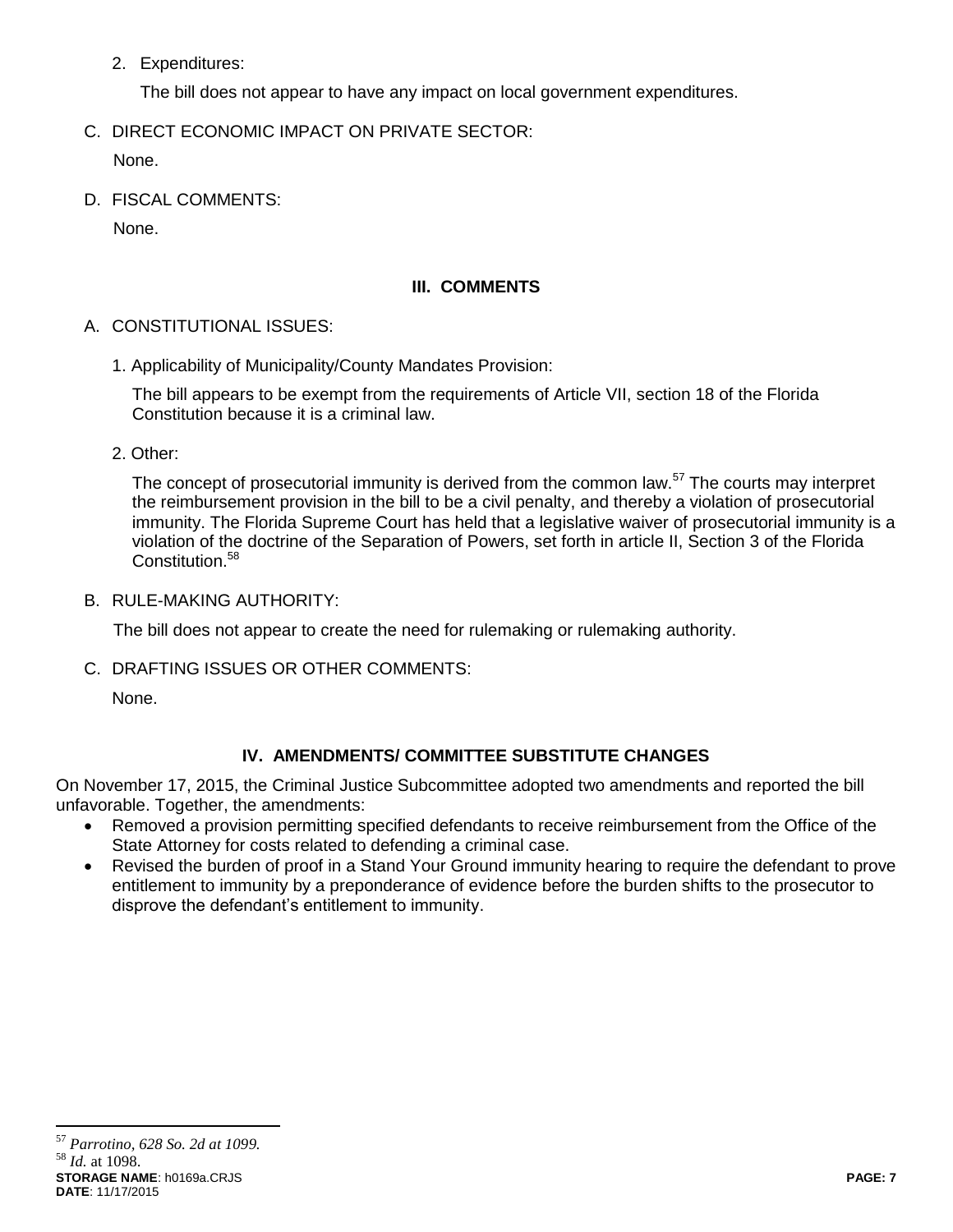2. Expenditures:

   The bill does not appear to have any impact on local government expenditures.

C. DIRECT ECONOMIC IMPACT ON PRIVATE SECTOR:

   None.

D. FISCAL COMMENTS:

   None.

## III. COMMENTS

A. CONSTITUTIONAL ISSUES:

   1. Applicability of Municipality/County Mandates Provision:

      The bill appears to be exempt from the requirements of Article VII, section 18 of the Florida Constitution because it is a criminal law.

   2. Other:

      The concept of prosecutorial immunity is derived from the common law.[57] The courts may interpret the reimbursement provision in the bill to be a civil penalty, and thereby a violation of prosecutorial immunity. The Florida Supreme Court has held that a legislative waiver of prosecutorial immunity is a violation of the doctrine of the Separation of Powers, set forth in article II, Section 3 of the Florida Constitution.[58]

B. RULE-MAKING AUTHORITY:

   The bill does not appear to create the need for rulemaking or rulemaking authority.

C. DRAFTING ISSUES OR OTHER COMMENTS:

   None.

## IV. AMENDMENTS/ COMMITTEE SUBSTITUTE CHANGES

On November 17, 2015, the Criminal Justice Subcommittee adopted two amendments and reported the bill unfavorable. Together, the amendments:

- Removed a provision permitting specified defendants to receive reimbursement from the Office of the State Attorney for costs related to defending a criminal case.
- Revised the burden of proof in a Stand Your Ground immunity hearing to require the defendant to prove entitlement to immunity by a preponderance of evidence before the burden shifts to the prosecutor to disprove the defendant's entitlement to immunity.

---

[57] *Parrotino, 628 So. 2d at 1099.*

[58] *Id.* at 1098.

**STORAGE NAME**: h0169a.CRJS
**DATE**: 11/17/2015